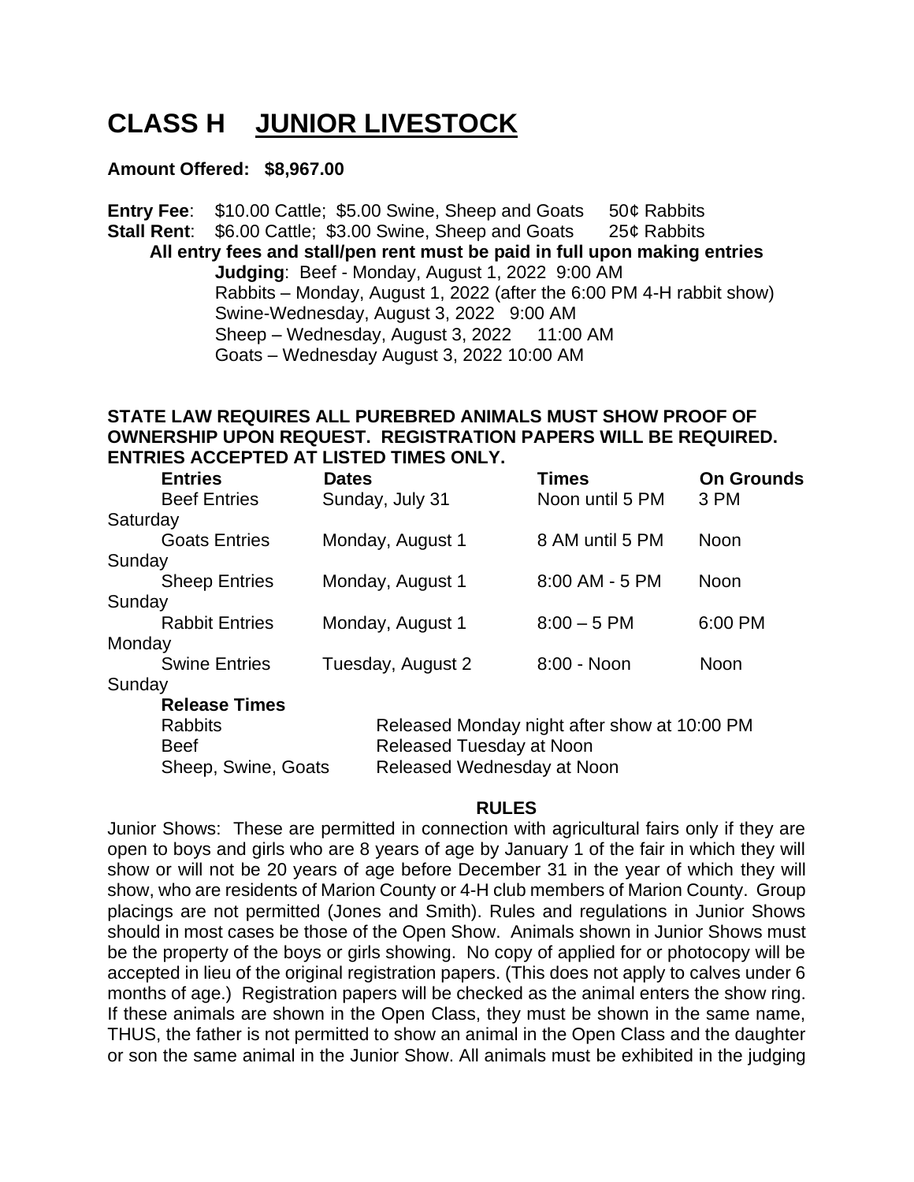# CLASS H JUNIOR LIVESTOCK

**Amount Offered: $8,967.00**

**Entry Fee**: $10.00 Cattle; $5.00 Swine, Sheep and Goats 50¢ Rabbits
**Stall Rent**: $6.00 Cattle; $3.00 Swine, Sheep and Goats 25¢ Rabbits

**All entry fees and stall/pen rent must be paid in full upon making entries**

**Judging**: Beef - Monday, August 1, 2022 9:00 AM
Rabbits – Monday, August 1, 2022 (after the 6:00 PM 4-H rabbit show)
Swine-Wednesday, August 3, 2022 9:00 AM
Sheep – Wednesday, August 3, 2022 11:00 AM
Goats – Wednesday August 3, 2022 10:00 AM

**STATE LAW REQUIRES ALL PUREBRED ANIMALS MUST SHOW PROOF OF OWNERSHIP UPON REQUEST. REGISTRATION PAPERS WILL BE REQUIRED. ENTRIES ACCEPTED AT LISTED TIMES ONLY.**

| Entries | Dates | Times | On Grounds |
|---|---|---|---|
| Beef Entries | Sunday, July 31 | Noon until 5 PM | 3 PM Saturday |
| Goats Entries | Monday, August 1 | 8 AM until 5 PM | Noon Sunday |
| Sheep Entries | Monday, August 1 | 8:00 AM - 5 PM | Noon Sunday |
| Rabbit Entries | Monday, August 1 | 8:00 – 5 PM | 6:00 PM Monday |
| Swine Entries | Tuesday, August 2 | 8:00 - Noon | Noon Sunday |

**Release Times**

| | |
|---|---|
| Rabbits | Released Monday night after show at 10:00 PM |
| Beef | Released Tuesday at Noon |
| Sheep, Swine, Goats | Released Wednesday at Noon |

**RULES**

Junior Shows: These are permitted in connection with agricultural fairs only if they are open to boys and girls who are 8 years of age by January 1 of the fair in which they will show or will not be 20 years of age before December 31 in the year of which they will show, who are residents of Marion County or 4-H club members of Marion County. Group placings are not permitted (Jones and Smith). Rules and regulations in Junior Shows should in most cases be those of the Open Show. Animals shown in Junior Shows must be the property of the boys or girls showing. No copy of applied for or photocopy will be accepted in lieu of the original registration papers. (This does not apply to calves under 6 months of age.) Registration papers will be checked as the animal enters the show ring. If these animals are shown in the Open Class, they must be shown in the same name, THUS, the father is not permitted to show an animal in the Open Class and the daughter or son the same animal in the Junior Show. All animals must be exhibited in the judging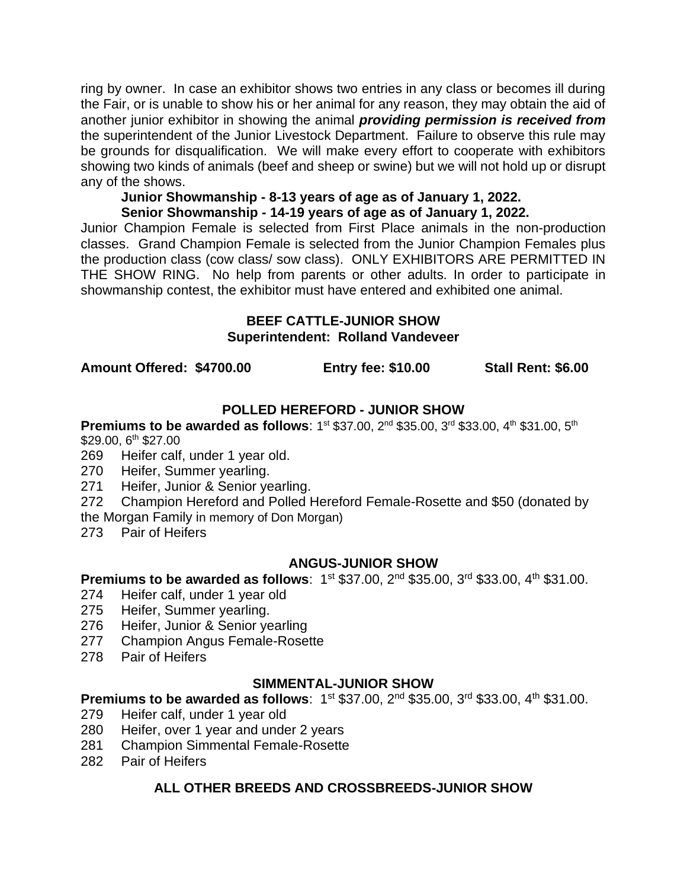ring by owner. In case an exhibitor shows two entries in any class or becomes ill during the Fair, or is unable to show his or her animal for any reason, they may obtain the aid of another junior exhibitor in showing the animal ***providing permission is received from*** the superintendent of the Junior Livestock Department. Failure to observe this rule may be grounds for disqualification. We will make every effort to cooperate with exhibitors showing two kinds of animals (beef and sheep or swine) but we will not hold up or disrupt any of the shows.

**Junior Showmanship - 8-13 years of age as of January 1, 2022.**
**Senior Showmanship - 14-19 years of age as of January 1, 2022.**

Junior Champion Female is selected from First Place animals in the non-production classes. Grand Champion Female is selected from the Junior Champion Females plus the production class (cow class/ sow class). ONLY EXHIBITORS ARE PERMITTED IN THE SHOW RING. No help from parents or other adults. In order to participate in showmanship contest, the exhibitor must have entered and exhibited one animal.

## BEEF CATTLE-JUNIOR SHOW
**Superintendent: Rolland Vandeveer**

**Amount Offered: $4700.00** **Entry fee: $10.00** **Stall Rent: $6.00**

### POLLED HEREFORD - JUNIOR SHOW

**Premiums to be awarded as follows**: 1st $37.00, 2nd $35.00, 3rd $33.00, 4th $31.00, 5th $29.00, 6th $27.00

269 Heifer calf, under 1 year old.
270 Heifer, Summer yearling.
271 Heifer, Junior & Senior yearling.
272 Champion Hereford and Polled Hereford Female-Rosette and $50 (donated by the Morgan Family in memory of Don Morgan)
273 Pair of Heifers

### ANGUS-JUNIOR SHOW

**Premiums to be awarded as follows**: 1st $37.00, 2nd $35.00, 3rd $33.00, 4th $31.00.

274 Heifer calf, under 1 year old
275 Heifer, Summer yearling.
276 Heifer, Junior & Senior yearling
277 Champion Angus Female-Rosette
278 Pair of Heifers

### SIMMENTAL-JUNIOR SHOW

**Premiums to be awarded as follows**: 1st $37.00, 2nd $35.00, 3rd $33.00, 4th $31.00.

279 Heifer calf, under 1 year old
280 Heifer, over 1 year and under 2 years
281 Champion Simmental Female-Rosette
282 Pair of Heifers

### ALL OTHER BREEDS AND CROSSBREEDS-JUNIOR SHOW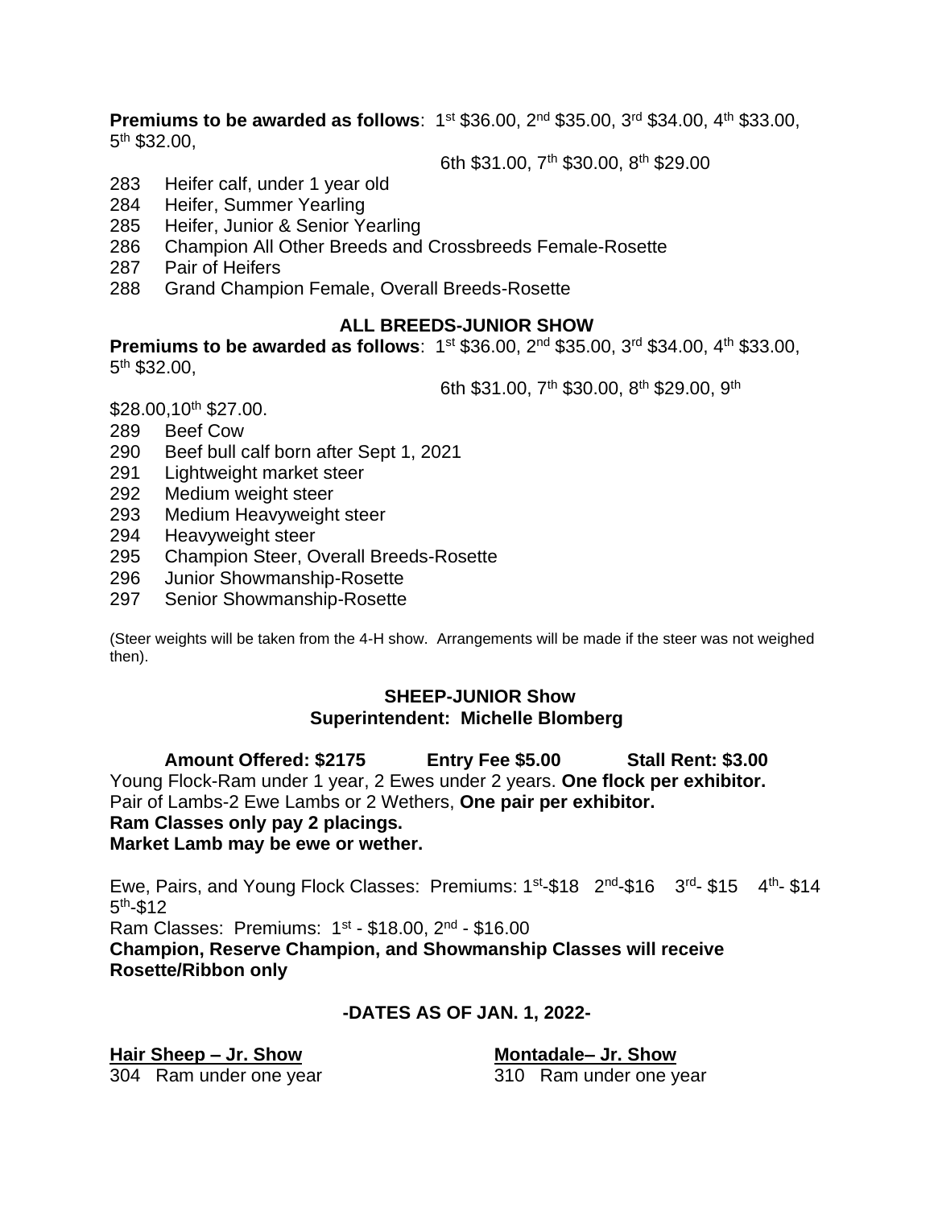**Premiums to be awarded as follows**: 1st $36.00, 2nd $35.00, 3rd $34.00, 4th $33.00, 5th $32.00, 6th $31.00, 7th $30.00, 8th $29.00

283 Heifer calf, under 1 year old
284 Heifer, Summer Yearling
285 Heifer, Junior & Senior Yearling
286 Champion All Other Breeds and Crossbreeds Female-Rosette
287 Pair of Heifers
288 Grand Champion Female, Overall Breeds-Rosette

## ALL BREEDS-JUNIOR SHOW

**Premiums to be awarded as follows**: 1st $36.00, 2nd $35.00, 3rd $34.00, 4th $33.00, 5th $32.00, 6th $31.00, 7th $30.00, 8th $29.00, 9th $28.00,10th $27.00.

289 Beef Cow
290 Beef bull calf born after Sept 1, 2021
291 Lightweight market steer
292 Medium weight steer
293 Medium Heavyweight steer
294 Heavyweight steer
295 Champion Steer, Overall Breeds-Rosette
296 Junior Showmanship-Rosette
297 Senior Showmanship-Rosette

(Steer weights will be taken from the 4-H show. Arrangements will be made if the steer was not weighed then).

## SHEEP-JUNIOR Show
### Superintendent: Michelle Blomberg

**Amount Offered: $2175 Entry Fee $5.00 Stall Rent: $3.00**

Young Flock-Ram under 1 year, 2 Ewes under 2 years. **One flock per exhibitor.**
Pair of Lambs-2 Ewe Lambs or 2 Wethers, **One pair per exhibitor.**
**Ram Classes only pay 2 placings.**
**Market Lamb may be ewe or wether.**

Ewe, Pairs, and Young Flock Classes: Premiums: 1st-$18 2nd-$16 3rd- $15 4th- $14 5th-$12
Ram Classes: Premiums: 1st - $18.00, 2nd - $16.00
**Champion, Reserve Champion, and Showmanship Classes will receive Rosette/Ribbon only**

### -DATES AS OF JAN. 1, 2022-

**Hair Sheep – Jr. Show**

304 Ram under one year

**Montadale– Jr. Show**

310 Ram under one year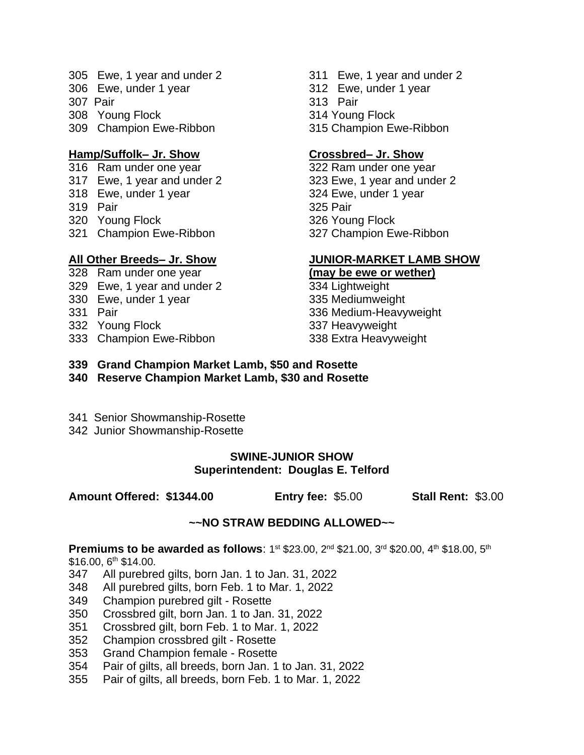305 Ewe, 1 year and under 2
306 Ewe, under 1 year
307 Pair
308 Young Flock
309 Champion Ewe-Ribbon

311 Ewe, 1 year and under 2
312 Ewe, under 1 year
313 Pair
314 Young Flock
315 Champion Ewe-Ribbon

**Hamp/Suffolk– Jr. Show**

316 Ram under one year
317 Ewe, 1 year and under 2
318 Ewe, under 1 year
319 Pair
320 Young Flock
321 Champion Ewe-Ribbon

**Crossbred– Jr. Show**

322 Ram under one year
323 Ewe, 1 year and under 2
324 Ewe, under 1 year
325 Pair
326 Young Flock
327 Champion Ewe-Ribbon

**All Other Breeds– Jr. Show**

328 Ram under one year
329 Ewe, 1 year and under 2
330 Ewe, under 1 year
331 Pair
332 Young Flock
333 Champion Ewe-Ribbon

**JUNIOR-MARKET LAMB SHOW**
**(may be ewe or wether)**

334 Lightweight
335 Mediumweight
336 Medium-Heavyweight
337 Heavyweight
338 Extra Heavyweight

**339 Grand Champion Market Lamb, $50 and Rosette**
**340 Reserve Champion Market Lamb, $30 and Rosette**

341 Senior Showmanship-Rosette
342 Junior Showmanship-Rosette

## SWINE-JUNIOR SHOW
**Superintendent: Douglas E. Telford**

**Amount Offered: $1344.00** **Entry fee:** $5.00 **Stall Rent:** $3.00

**~~NO STRAW BEDDING ALLOWED~~**

**Premiums to be awarded as follows**: 1st $23.00, 2nd $21.00, 3rd $20.00, 4th $18.00, 5th $16.00, 6th $14.00.

347 All purebred gilts, born Jan. 1 to Jan. 31, 2022
348 All purebred gilts, born Feb. 1 to Mar. 1, 2022
349 Champion purebred gilt - Rosette
350 Crossbred gilt, born Jan. 1 to Jan. 31, 2022
351 Crossbred gilt, born Feb. 1 to Mar. 1, 2022
352 Champion crossbred gilt - Rosette
353 Grand Champion female - Rosette
354 Pair of gilts, all breeds, born Jan. 1 to Jan. 31, 2022
355 Pair of gilts, all breeds, born Feb. 1 to Mar. 1, 2022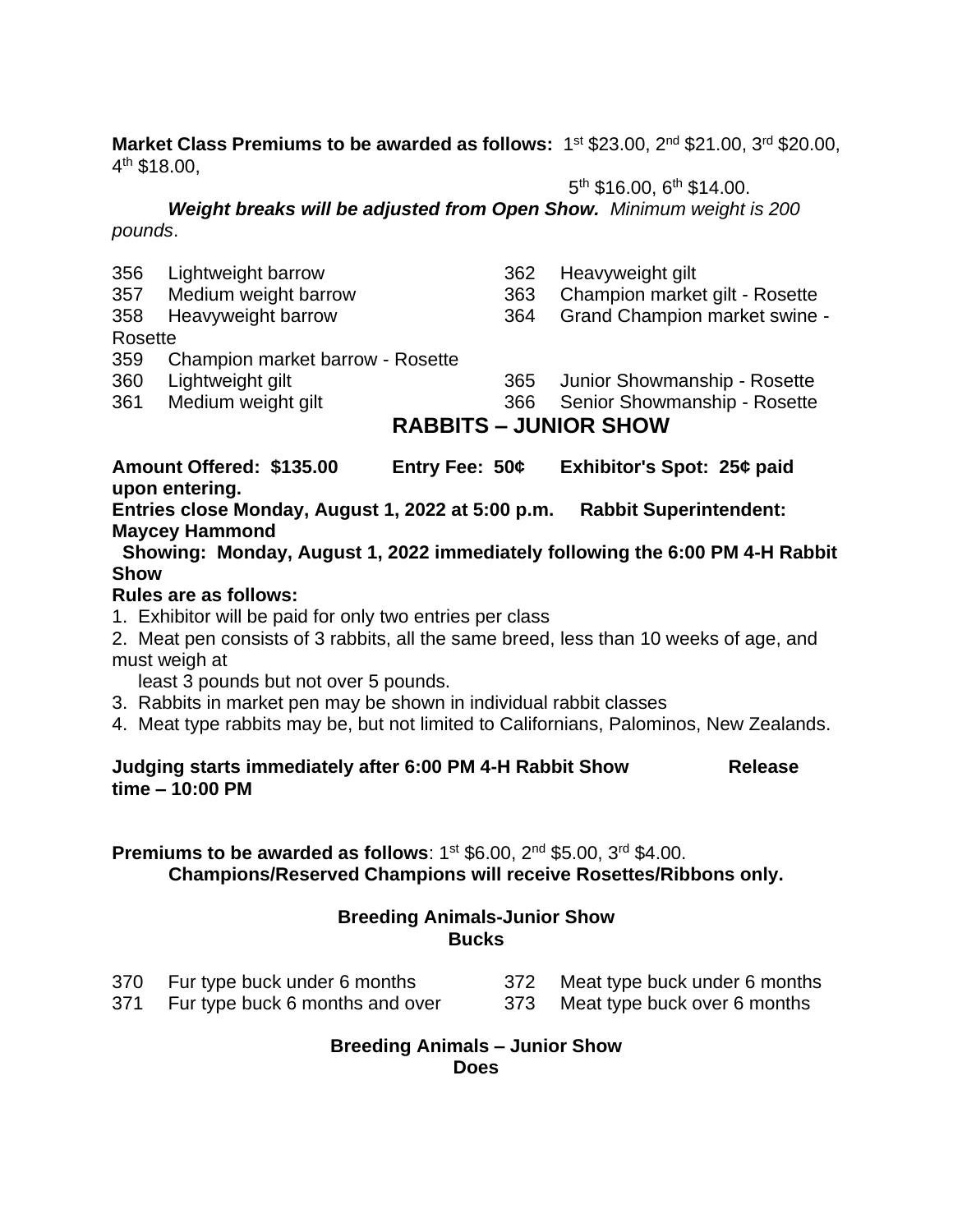**Market Class Premiums to be awarded as follows:** 1st $23.00, 2nd $21.00, 3rd $20.00, 4th $18.00, 5th $16.00, 6th $14.00.

***Weight breaks will be adjusted from Open Show.*** *Minimum weight is 200 pounds*.

356 Lightweight barrow
357 Medium weight barrow
358 Heavyweight barrow
359 Champion market barrow - Rosette
360 Lightweight gilt
361 Medium weight gilt
362 Heavyweight gilt
363 Champion market gilt - Rosette
364 Grand Champion market swine - Rosette
365 Junior Showmanship - Rosette
366 Senior Showmanship - Rosette

## RABBITS – JUNIOR SHOW

**Amount Offered: $135.00 Entry Fee: 50¢ Exhibitor's Spot: 25¢ paid upon entering.**

**Entries close Monday, August 1, 2022 at 5:00 p.m. Rabbit Superintendent: Maycey Hammond**

**Showing: Monday, August 1, 2022 immediately following the 6:00 PM 4-H Rabbit Show**

**Rules are as follows:**

1. Exhibitor will be paid for only two entries per class
2. Meat pen consists of 3 rabbits, all the same breed, less than 10 weeks of age, and must weigh at least 3 pounds but not over 5 pounds.
3. Rabbits in market pen may be shown in individual rabbit classes
4. Meat type rabbits may be, but not limited to Californians, Palominos, New Zealands.

**Judging starts immediately after 6:00 PM 4-H Rabbit Show Release time – 10:00 PM**

**Premiums to be awarded as follows**: 1st $6.00, 2nd $5.00, 3rd $4.00.

**Champions/Reserved Champions will receive Rosettes/Ribbons only.**

### Breeding Animals-Junior Show
### Bucks

370 Fur type buck under 6 months
371 Fur type buck 6 months and over
372 Meat type buck under 6 months
373 Meat type buck over 6 months

### Breeding Animals – Junior Show
### Does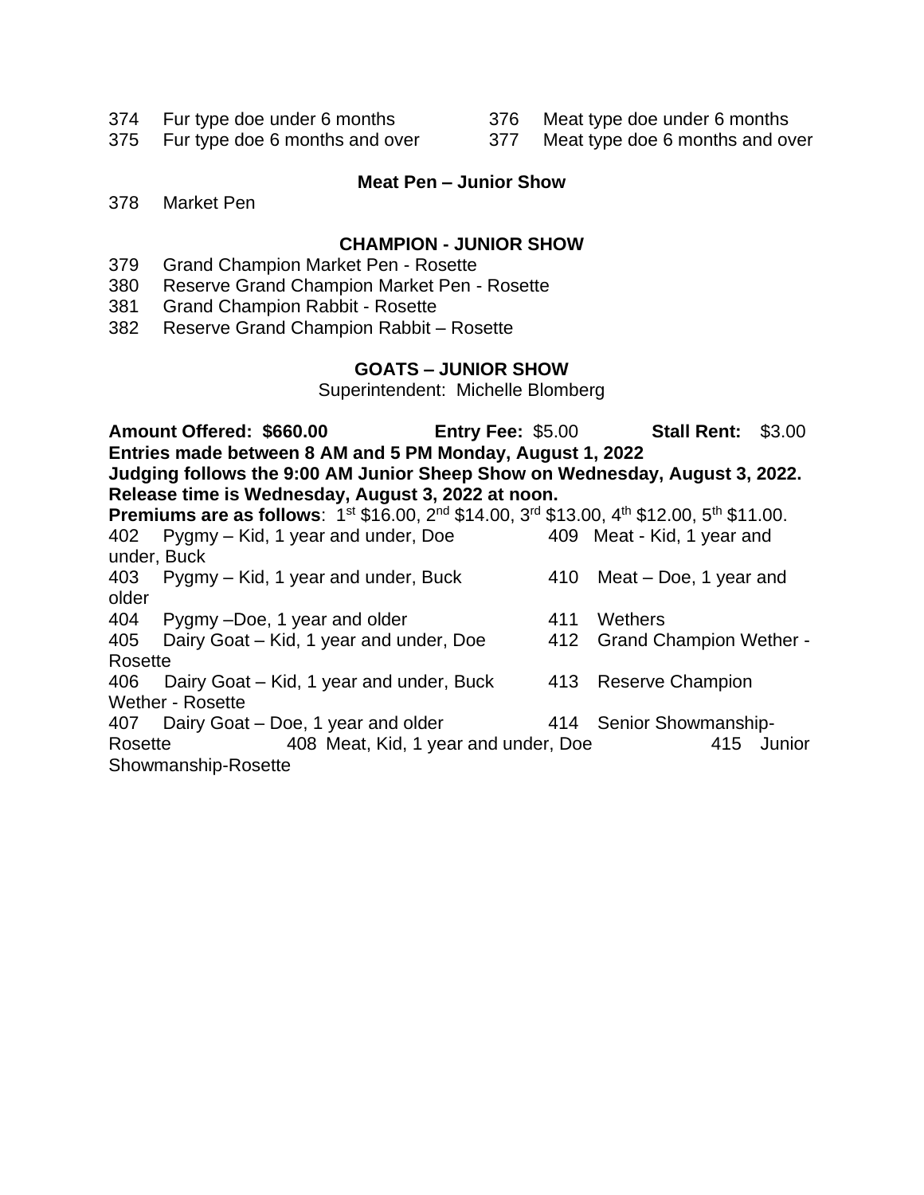374 Fur type doe under 6 months
375 Fur type doe 6 months and over
376 Meat type doe under 6 months
377 Meat type doe 6 months and over

**Meat Pen – Junior Show**

378 Market Pen

**CHAMPION - JUNIOR SHOW**

379 Grand Champion Market Pen - Rosette
380 Reserve Grand Champion Market Pen - Rosette
381 Grand Champion Rabbit - Rosette
382 Reserve Grand Champion Rabbit – Rosette

**GOATS – JUNIOR SHOW**

Superintendent: Michelle Blomberg

**Amount Offered: $660.00** **Entry Fee:** $5.00 **Stall Rent:** $3.00
**Entries made between 8 AM and 5 PM Monday, August 1, 2022**
**Judging follows the 9:00 AM Junior Sheep Show on Wednesday, August 3, 2022.**
**Release time is Wednesday, August 3, 2022 at noon.**
**Premiums are as follows**: 1st $16.00, 2nd $14.00, 3rd $13.00, 4th $12.00, 5th $11.00.

402 Pygmy – Kid, 1 year and under, Doe
403 Pygmy – Kid, 1 year and under, Buck
404 Pygmy –Doe, 1 year and older
405 Dairy Goat – Kid, 1 year and under, Doe
406 Dairy Goat – Kid, 1 year and under, Buck
407 Dairy Goat – Doe, 1 year and older
408 Meat, Kid, 1 year and under, Doe
409 Meat - Kid, 1 year and under, Buck
410 Meat – Doe, 1 year and older
411 Wethers
412 Grand Champion Wether - Rosette
413 Reserve Champion Wether - Rosette
414 Senior Showmanship-Rosette
415 Junior Showmanship-Rosette